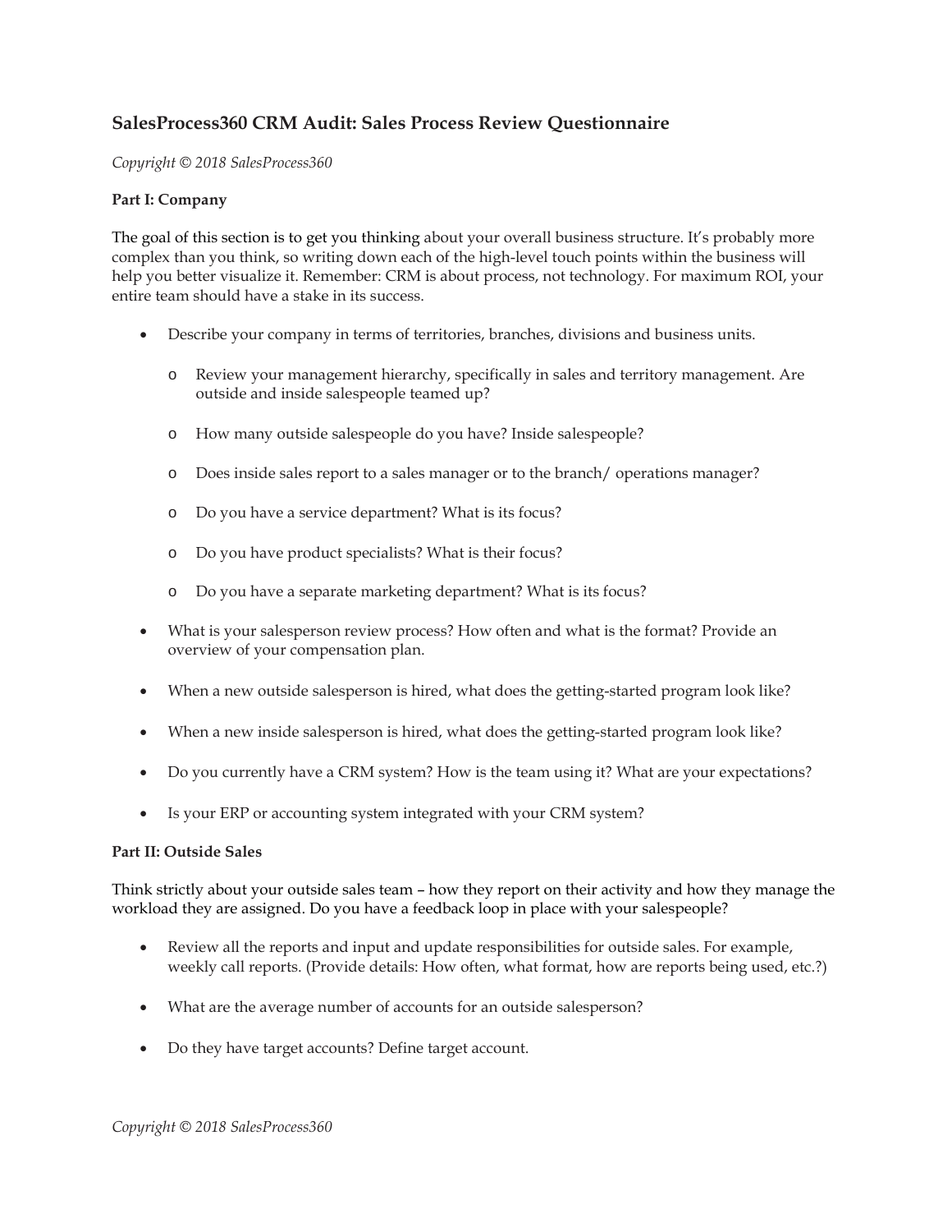# SalesProcess360 CRM Audit: Sales Process Review Questionnaire

*Copyright © 2018 SalesProcess360*

**Part I: Company**

The goal of this section is to get you thinking about your overall business structure. It's probably more complex than you think, so writing down each of the high-level touch points within the business will help you better visualize it. Remember: CRM is about process, not technology. For maximum ROI, your entire team should have a stake in its success.

- Describe your company in terms of territories, branches, divisions and business units.
  - Review your management hierarchy, specifically in sales and territory management. Are outside and inside salespeople teamed up?
  - How many outside salespeople do you have? Inside salespeople?
  - Does inside sales report to a sales manager or to the branch/ operations manager?
  - Do you have a service department? What is its focus?
  - Do you have product specialists? What is their focus?
  - Do you have a separate marketing department? What is its focus?
- What is your salesperson review process? How often and what is the format? Provide an overview of your compensation plan.
- When a new outside salesperson is hired, what does the getting-started program look like?
- When a new inside salesperson is hired, what does the getting-started program look like?
- Do you currently have a CRM system? How is the team using it? What are your expectations?
- Is your ERP or accounting system integrated with your CRM system?

**Part II: Outside Sales**

Think strictly about your outside sales team – how they report on their activity and how they manage the workload they are assigned. Do you have a feedback loop in place with your salespeople?

- Review all the reports and input and update responsibilities for outside sales. For example, weekly call reports. (Provide details: How often, what format, how are reports being used, etc.?)
- What are the average number of accounts for an outside salesperson?
- Do they have target accounts? Define target account.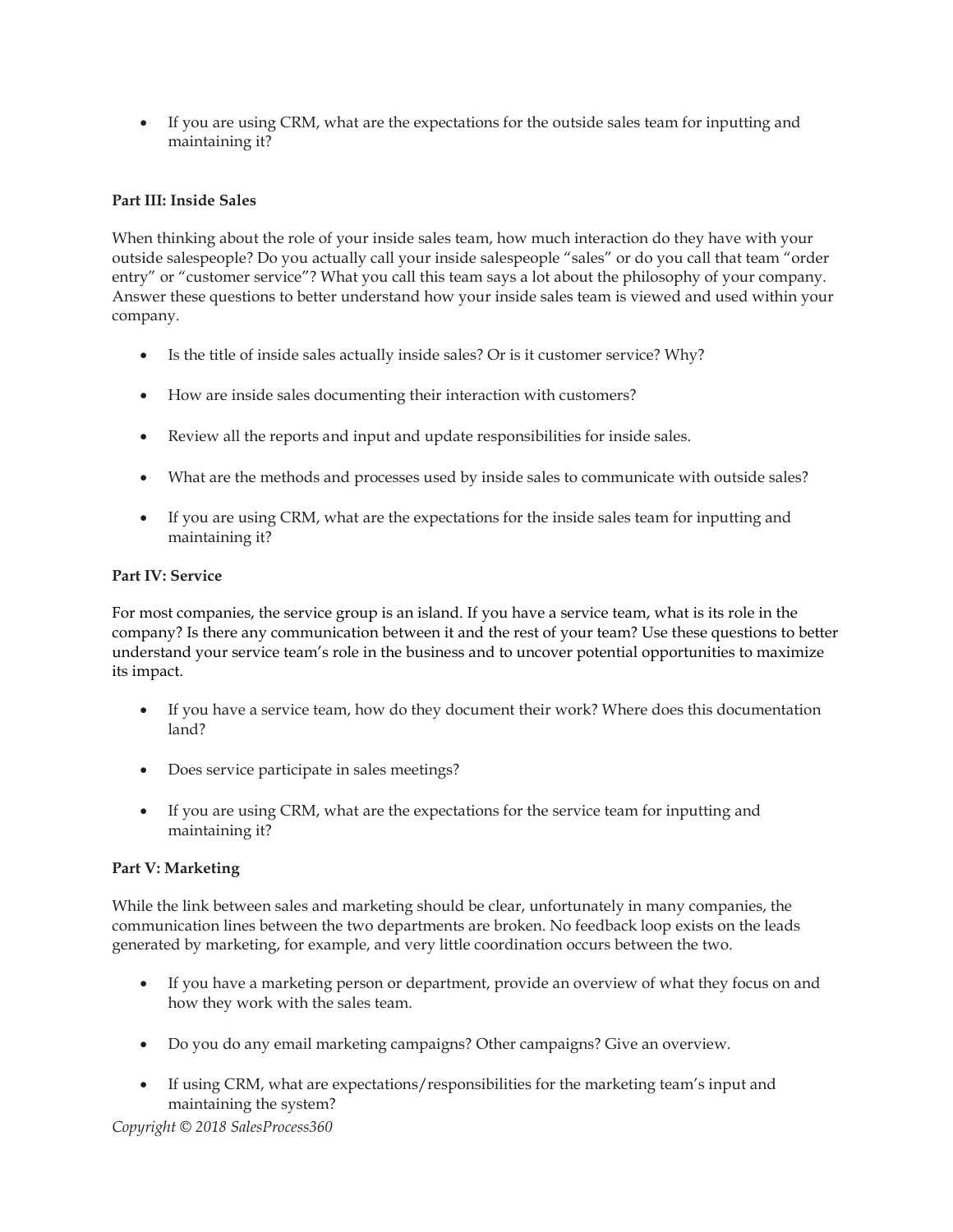- If you are using CRM, what are the expectations for the outside sales team for inputting and maintaining it?

**Part III: Inside Sales**

When thinking about the role of your inside sales team, how much interaction do they have with your outside salespeople? Do you actually call your inside salespeople "sales" or do you call that team "order entry" or "customer service"? What you call this team says a lot about the philosophy of your company. Answer these questions to better understand how your inside sales team is viewed and used within your company.

- Is the title of inside sales actually inside sales? Or is it customer service? Why?
- How are inside sales documenting their interaction with customers?
- Review all the reports and input and update responsibilities for inside sales.
- What are the methods and processes used by inside sales to communicate with outside sales?
- If you are using CRM, what are the expectations for the inside sales team for inputting and maintaining it?

**Part IV: Service**

For most companies, the service group is an island. If you have a service team, what is its role in the company? Is there any communication between it and the rest of your team? Use these questions to better understand your service team's role in the business and to uncover potential opportunities to maximize its impact.

- If you have a service team, how do they document their work? Where does this documentation land?
- Does service participate in sales meetings?
- If you are using CRM, what are the expectations for the service team for inputting and maintaining it?

**Part V: Marketing**

While the link between sales and marketing should be clear, unfortunately in many companies, the communication lines between the two departments are broken. No feedback loop exists on the leads generated by marketing, for example, and very little coordination occurs between the two.

- If you have a marketing person or department, provide an overview of what they focus on and how they work with the sales team.
- Do you do any email marketing campaigns? Other campaigns? Give an overview.
- If using CRM, what are expectations/responsibilities for the marketing team's input and maintaining the system?

*Copyright © 2018 SalesProcess360*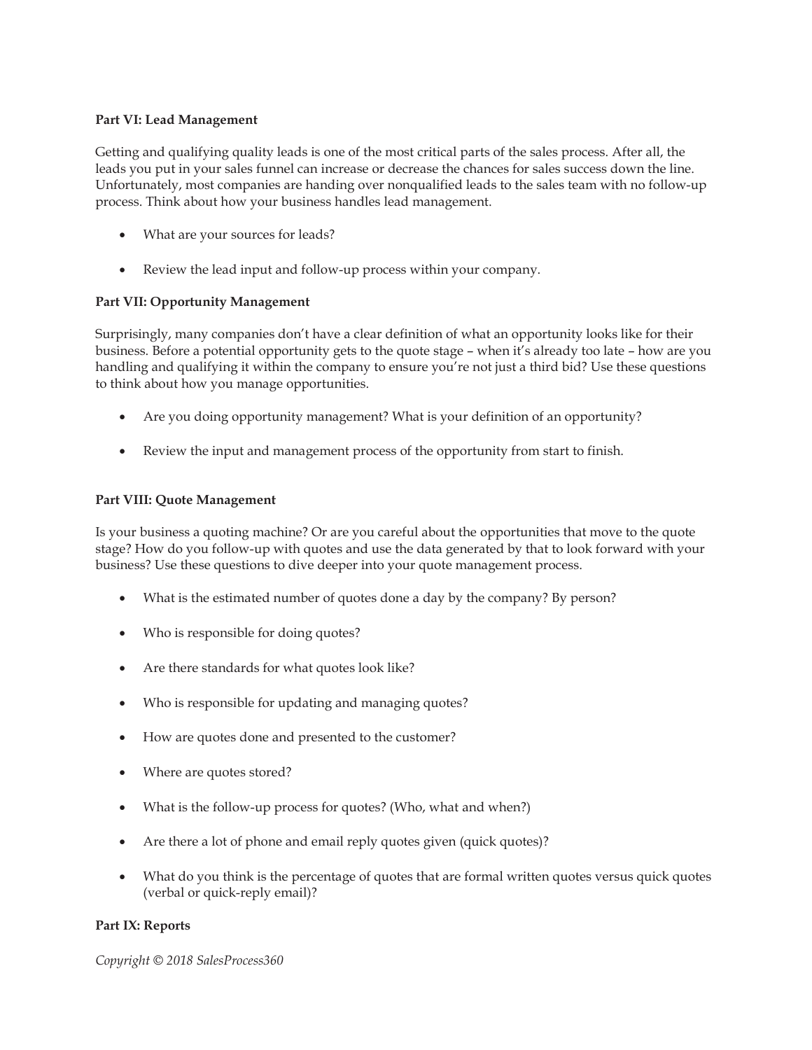**Part VI: Lead Management**

Getting and qualifying quality leads is one of the most critical parts of the sales process. After all, the leads you put in your sales funnel can increase or decrease the chances for sales success down the line. Unfortunately, most companies are handing over nonqualified leads to the sales team with no follow-up process. Think about how your business handles lead management.

- What are your sources for leads?
- Review the lead input and follow-up process within your company.

**Part VII: Opportunity Management**

Surprisingly, many companies don't have a clear definition of what an opportunity looks like for their business. Before a potential opportunity gets to the quote stage – when it's already too late – how are you handling and qualifying it within the company to ensure you're not just a third bid? Use these questions to think about how you manage opportunities.

- Are you doing opportunity management? What is your definition of an opportunity?
- Review the input and management process of the opportunity from start to finish.

**Part VIII: Quote Management**

Is your business a quoting machine? Or are you careful about the opportunities that move to the quote stage? How do you follow-up with quotes and use the data generated by that to look forward with your business? Use these questions to dive deeper into your quote management process.

- What is the estimated number of quotes done a day by the company? By person?
- Who is responsible for doing quotes?
- Are there standards for what quotes look like?
- Who is responsible for updating and managing quotes?
- How are quotes done and presented to the customer?
- Where are quotes stored?
- What is the follow-up process for quotes? (Who, what and when?)
- Are there a lot of phone and email reply quotes given (quick quotes)?
- What do you think is the percentage of quotes that are formal written quotes versus quick quotes (verbal or quick-reply email)?

**Part IX: Reports**

*Copyright © 2018 SalesProcess360*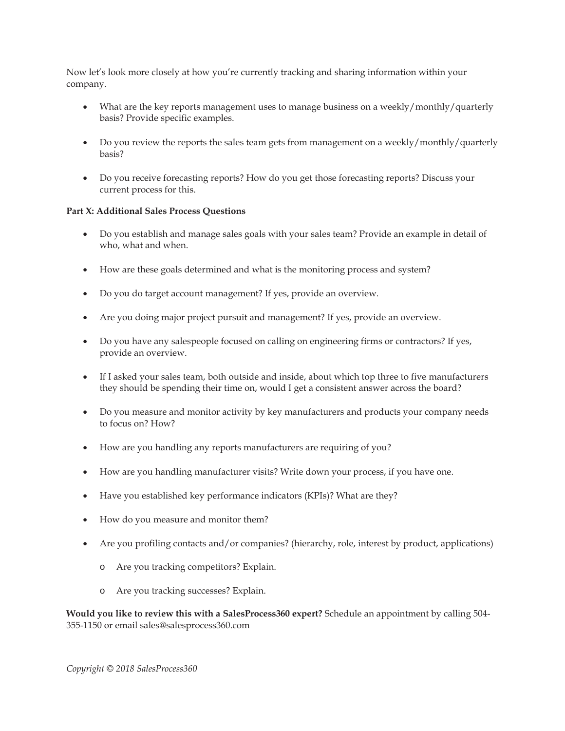Now let's look more closely at how you're currently tracking and sharing information within your company.

- What are the key reports management uses to manage business on a weekly/monthly/quarterly basis? Provide specific examples.
- Do you review the reports the sales team gets from management on a weekly/monthly/quarterly basis?
- Do you receive forecasting reports? How do you get those forecasting reports? Discuss your current process for this.

**Part X: Additional Sales Process Questions**

- Do you establish and manage sales goals with your sales team? Provide an example in detail of who, what and when.
- How are these goals determined and what is the monitoring process and system?
- Do you do target account management? If yes, provide an overview.
- Are you doing major project pursuit and management? If yes, provide an overview.
- Do you have any salespeople focused on calling on engineering firms or contractors? If yes, provide an overview.
- If I asked your sales team, both outside and inside, about which top three to five manufacturers they should be spending their time on, would I get a consistent answer across the board?
- Do you measure and monitor activity by key manufacturers and products your company needs to focus on? How?
- How are you handling any reports manufacturers are requiring of you?
- How are you handling manufacturer visits? Write down your process, if you have one.
- Have you established key performance indicators (KPIs)? What are they?
- How do you measure and monitor them?
- Are you profiling contacts and/or companies? (hierarchy, role, interest by product, applications)
  - Are you tracking competitors? Explain.
  - Are you tracking successes? Explain.

**Would you like to review this with a SalesProcess360 expert?** Schedule an appointment by calling 504-355-1150 or email sales@salesprocess360.com

*Copyright © 2018 SalesProcess360*